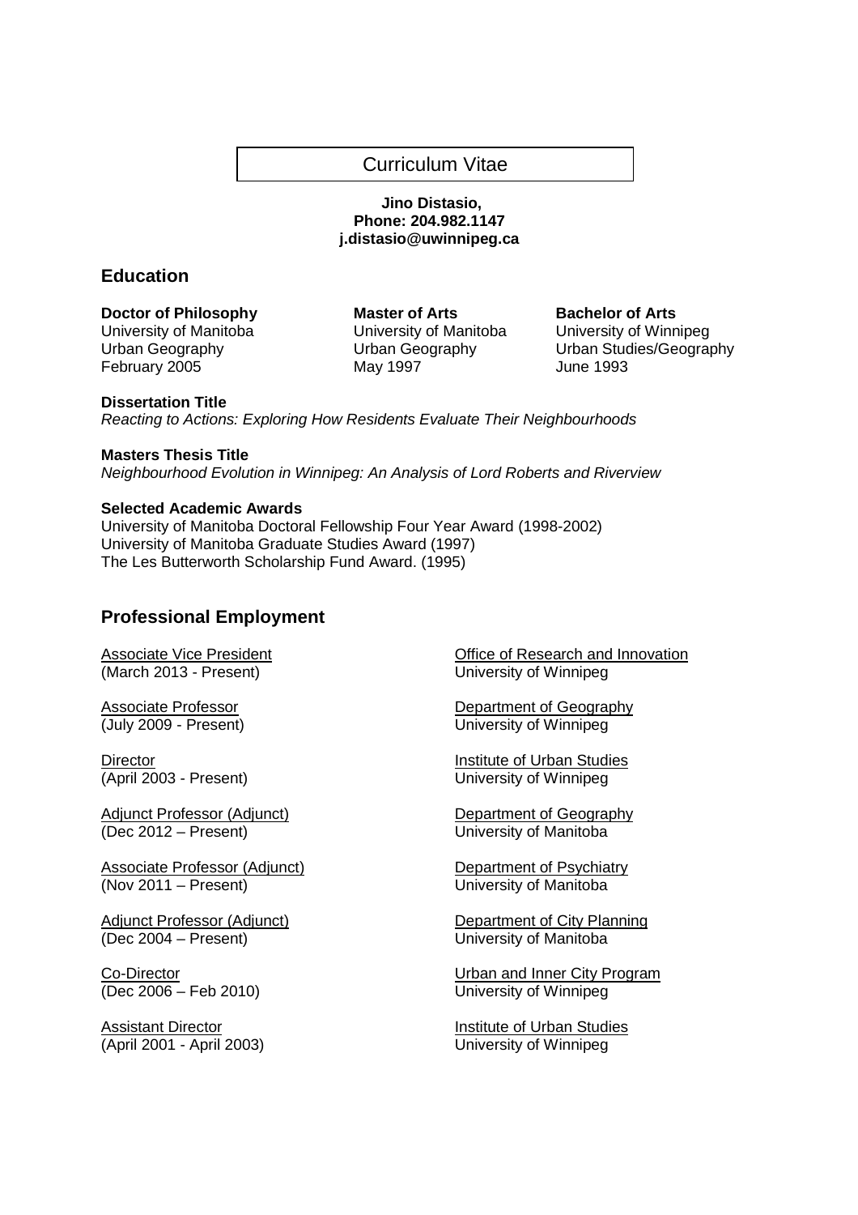# Curriculum Vitae

**Jino Distasio,**
**Phone: 204.982.1147**
**j.distasio@uwinnipeg.ca**

## Education

**Doctor of Philosophy**
University of Manitoba
Urban Geography
February 2005

**Master of Arts**
University of Manitoba
Urban Geography
May 1997

**Bachelor of Arts**
University of Winnipeg
Urban Studies/Geography
June 1993

**Dissertation Title**
*Reacting to Actions: Exploring How Residents Evaluate Their Neighbourhoods*

**Masters Thesis Title**
*Neighbourhood Evolution in Winnipeg: An Analysis of Lord Roberts and Riverview*

**Selected Academic Awards**
University of Manitoba Doctoral Fellowship Four Year Award (1998-2002)
University of Manitoba Graduate Studies Award (1997)
The Les Butterworth Scholarship Fund Award. (1995)

## Professional Employment

Associate Vice President (March 2013 - Present) — Office of Research and Innovation, University of Winnipeg

Associate Professor (July 2009 - Present) — Department of Geography, University of Winnipeg

Director (April 2003 - Present) — Institute of Urban Studies, University of Winnipeg

Adjunct Professor (Adjunct) (Dec 2012 – Present) — Department of Geography, University of Manitoba

Associate Professor (Adjunct) (Nov 2011 – Present) — Department of Psychiatry, University of Manitoba

Adjunct Professor (Adjunct) (Dec 2004 – Present) — Department of City Planning, University of Manitoba

Co-Director (Dec 2006 – Feb 2010) — Urban and Inner City Program, University of Winnipeg

Assistant Director (April 2001 - April 2003) — Institute of Urban Studies, University of Winnipeg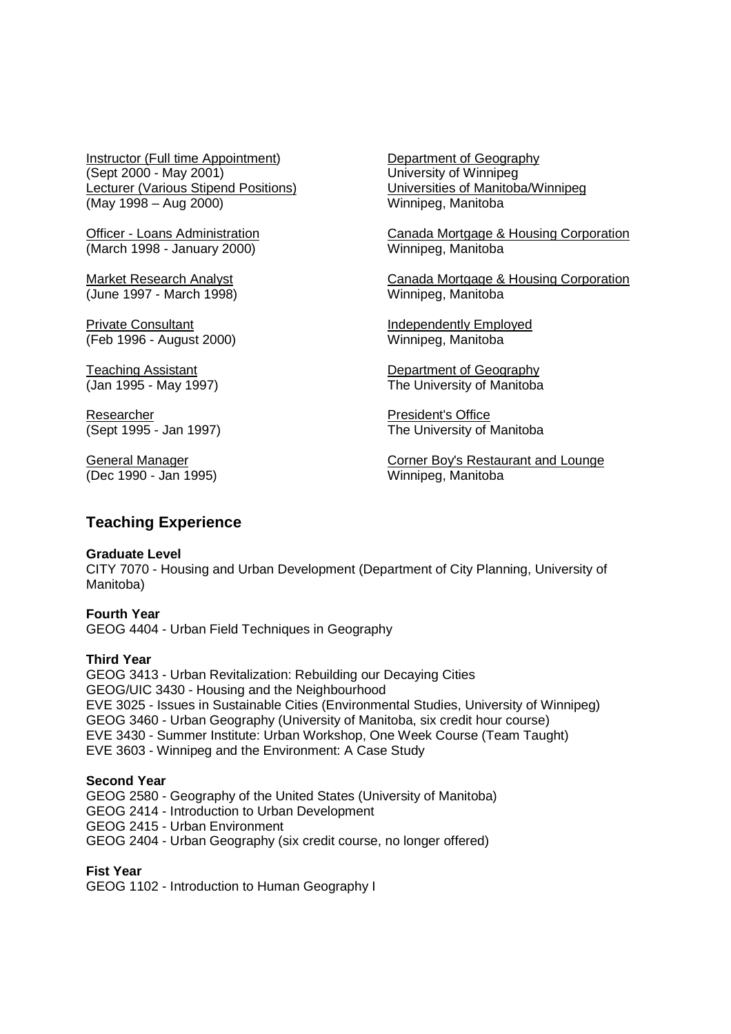Instructor (Full time Appointment) (Sept 2000 - May 2001)
Lecturer (Various Stipend Positions) (May 1998 – Aug 2000)
Department of Geography
University of Winnipeg
Universities of Manitoba/Winnipeg
Winnipeg, Manitoba

Officer - Loans Administration (March 1998 - January 2000)
Canada Mortgage & Housing Corporation
Winnipeg, Manitoba

Market Research Analyst (June 1997 - March 1998)
Canada Mortgage & Housing Corporation
Winnipeg, Manitoba

Private Consultant (Feb 1996 - August 2000)
Independently Employed
Winnipeg, Manitoba

Teaching Assistant (Jan 1995 - May 1997)
Department of Geography
The University of Manitoba

Researcher (Sept 1995 - Jan 1997)
President's Office
The University of Manitoba

General Manager (Dec 1990 - Jan 1995)
Corner Boy's Restaurant and Lounge
Winnipeg, Manitoba

## Teaching Experience

**Graduate Level**
CITY 7070 - Housing and Urban Development (Department of City Planning, University of Manitoba)

**Fourth Year**
GEOG 4404 - Urban Field Techniques in Geography

**Third Year**
GEOG 3413 - Urban Revitalization: Rebuilding our Decaying Cities
GEOG/UIC 3430 - Housing and the Neighbourhood
EVE 3025 - Issues in Sustainable Cities (Environmental Studies, University of Winnipeg)
GEOG 3460 - Urban Geography (University of Manitoba, six credit hour course)
EVE 3430 - Summer Institute: Urban Workshop, One Week Course (Team Taught)
EVE 3603 - Winnipeg and the Environment: A Case Study

**Second Year**
GEOG 2580 - Geography of the United States (University of Manitoba)
GEOG 2414 - Introduction to Urban Development
GEOG 2415 - Urban Environment
GEOG 2404 - Urban Geography (six credit course, no longer offered)

**Fist Year**
GEOG 1102 - Introduction to Human Geography I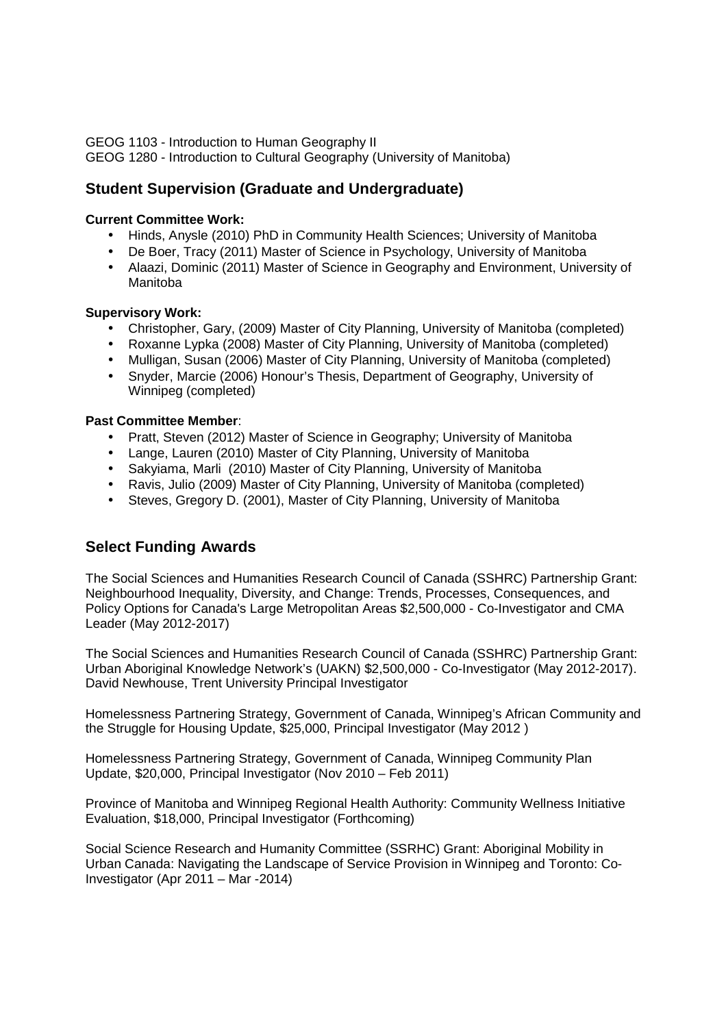GEOG 1103 - Introduction to Human Geography II
GEOG 1280 - Introduction to Cultural Geography (University of Manitoba)

## Student Supervision (Graduate and Undergraduate)

**Current Committee Work:**

- Hinds, Anysle (2010) PhD in Community Health Sciences; University of Manitoba
- De Boer, Tracy (2011) Master of Science in Psychology, University of Manitoba
- Alaazi, Dominic (2011) Master of Science in Geography and Environment, University of Manitoba

**Supervisory Work:**

- Christopher, Gary, (2009) Master of City Planning, University of Manitoba (completed)
- Roxanne Lypka (2008) Master of City Planning, University of Manitoba (completed)
- Mulligan, Susan (2006) Master of City Planning, University of Manitoba (completed)
- Snyder, Marcie (2006) Honour's Thesis, Department of Geography, University of Winnipeg (completed)

**Past Committee Member**:

- Pratt, Steven (2012) Master of Science in Geography; University of Manitoba
- Lange, Lauren (2010) Master of City Planning, University of Manitoba
- Sakyiama, Marli (2010) Master of City Planning, University of Manitoba
- Ravis, Julio (2009) Master of City Planning, University of Manitoba (completed)
- Steves, Gregory D. (2001), Master of City Planning, University of Manitoba

## Select Funding Awards

The Social Sciences and Humanities Research Council of Canada (SSHRC) Partnership Grant: Neighbourhood Inequality, Diversity, and Change: Trends, Processes, Consequences, and Policy Options for Canada's Large Metropolitan Areas $2,500,000 - Co-Investigator and CMA Leader (May 2012-2017)

The Social Sciences and Humanities Research Council of Canada (SSHRC) Partnership Grant: Urban Aboriginal Knowledge Network's (UAKN) $2,500,000 - Co-Investigator (May 2012-2017). David Newhouse, Trent University Principal Investigator

Homelessness Partnering Strategy, Government of Canada, Winnipeg's African Community and the Struggle for Housing Update, $25,000, Principal Investigator (May 2012 )

Homelessness Partnering Strategy, Government of Canada, Winnipeg Community Plan Update, $20,000, Principal Investigator (Nov 2010 – Feb 2011)

Province of Manitoba and Winnipeg Regional Health Authority: Community Wellness Initiative Evaluation, $18,000, Principal Investigator (Forthcoming)

Social Science Research and Humanity Committee (SSRHC) Grant: Aboriginal Mobility in Urban Canada: Navigating the Landscape of Service Provision in Winnipeg and Toronto: Co-Investigator (Apr 2011 – Mar -2014)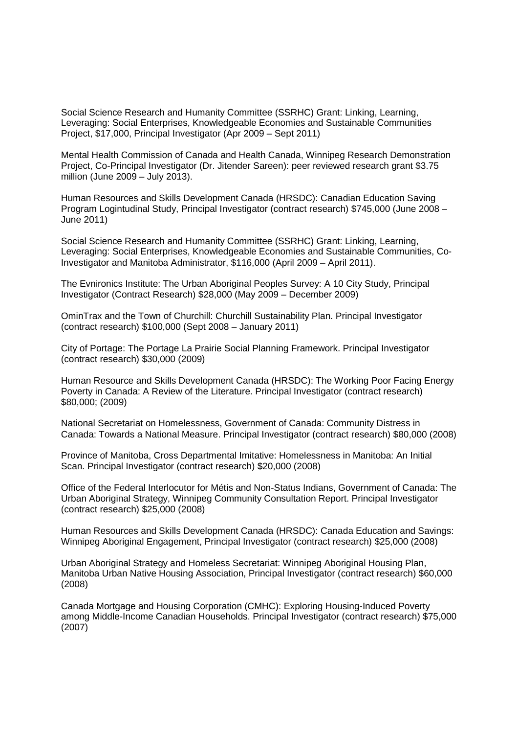Social Science Research and Humanity Committee (SSRHC) Grant: Linking, Learning, Leveraging: Social Enterprises, Knowledgeable Economies and Sustainable Communities Project, $17,000, Principal Investigator (Apr 2009 – Sept 2011)

Mental Health Commission of Canada and Health Canada, Winnipeg Research Demonstration Project, Co-Principal Investigator (Dr. Jitender Sareen): peer reviewed research grant $3.75 million (June 2009 – July 2013).

Human Resources and Skills Development Canada (HRSDC): Canadian Education Saving Program Logintudinal Study, Principal Investigator (contract research) $745,000 (June 2008 – June 2011)

Social Science Research and Humanity Committee (SSRHC) Grant: Linking, Learning, Leveraging: Social Enterprises, Knowledgeable Economies and Sustainable Communities, Co-Investigator and Manitoba Administrator, $116,000 (April 2009 – April 2011).

The Evnironics Institute: The Urban Aboriginal Peoples Survey: A 10 City Study, Principal Investigator (Contract Research) $28,000 (May 2009 – December 2009)

OminTrax and the Town of Churchill: Churchill Sustainability Plan. Principal Investigator (contract research) $100,000 (Sept 2008 – January 2011)

City of Portage: The Portage La Prairie Social Planning Framework. Principal Investigator (contract research) $30,000 (2009)

Human Resource and Skills Development Canada (HRSDC): The Working Poor Facing Energy Poverty in Canada: A Review of the Literature. Principal Investigator (contract research) $80,000; (2009)

National Secretariat on Homelessness, Government of Canada: Community Distress in Canada: Towards a National Measure. Principal Investigator (contract research) $80,000 (2008)

Province of Manitoba, Cross Departmental Imitative: Homelessness in Manitoba: An Initial Scan. Principal Investigator (contract research) $20,000 (2008)

Office of the Federal Interlocutor for Métis and Non-Status Indians, Government of Canada: The Urban Aboriginal Strategy, Winnipeg Community Consultation Report. Principal Investigator (contract research) $25,000 (2008)

Human Resources and Skills Development Canada (HRSDC): Canada Education and Savings: Winnipeg Aboriginal Engagement, Principal Investigator (contract research) $25,000 (2008)

Urban Aboriginal Strategy and Homeless Secretariat: Winnipeg Aboriginal Housing Plan, Manitoba Urban Native Housing Association, Principal Investigator (contract research) $60,000 (2008)

Canada Mortgage and Housing Corporation (CMHC): Exploring Housing-Induced Poverty among Middle-Income Canadian Households. Principal Investigator (contract research) $75,000 (2007)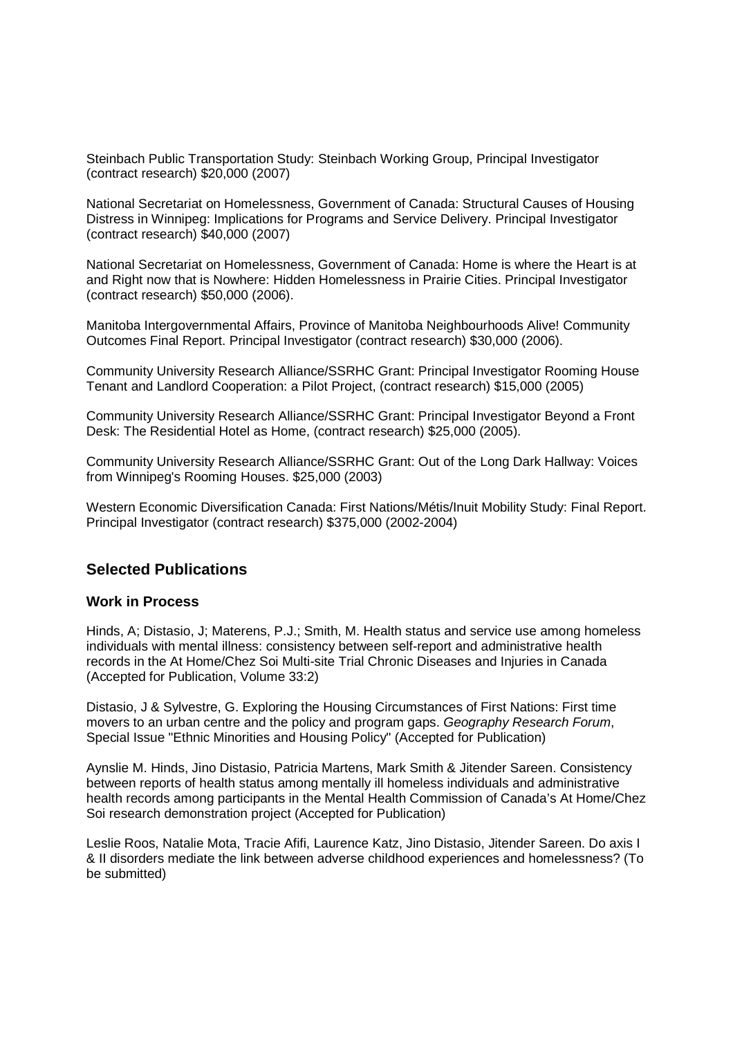Steinbach Public Transportation Study: Steinbach Working Group, Principal Investigator (contract research) $20,000 (2007)

National Secretariat on Homelessness, Government of Canada: Structural Causes of Housing Distress in Winnipeg: Implications for Programs and Service Delivery. Principal Investigator (contract research) $40,000 (2007)

National Secretariat on Homelessness, Government of Canada: Home is where the Heart is at and Right now that is Nowhere: Hidden Homelessness in Prairie Cities. Principal Investigator (contract research) $50,000 (2006).

Manitoba Intergovernmental Affairs, Province of Manitoba Neighbourhoods Alive! Community Outcomes Final Report. Principal Investigator (contract research) $30,000 (2006).

Community University Research Alliance/SSRHC Grant: Principal Investigator Rooming House Tenant and Landlord Cooperation: a Pilot Project, (contract research) $15,000 (2005)

Community University Research Alliance/SSRHC Grant: Principal Investigator Beyond a Front Desk: The Residential Hotel as Home, (contract research) $25,000 (2005).

Community University Research Alliance/SSRHC Grant: Out of the Long Dark Hallway: Voices from Winnipeg's Rooming Houses. $25,000 (2003)

Western Economic Diversification Canada: First Nations/Métis/Inuit Mobility Study: Final Report. Principal Investigator (contract research) $375,000 (2002-2004)

## Selected Publications

### Work in Process

Hinds, A; Distasio, J; Materens, P.J.; Smith, M. Health status and service use among homeless individuals with mental illness: consistency between self-report and administrative health records in the At Home/Chez Soi Multi-site Trial Chronic Diseases and Injuries in Canada (Accepted for Publication, Volume 33:2)

Distasio, J & Sylvestre, G. Exploring the Housing Circumstances of First Nations: First time movers to an urban centre and the policy and program gaps. *Geography Research Forum*, Special Issue "Ethnic Minorities and Housing Policy" (Accepted for Publication)

Aynslie M. Hinds, Jino Distasio, Patricia Martens, Mark Smith & Jitender Sareen. Consistency between reports of health status among mentally ill homeless individuals and administrative health records among participants in the Mental Health Commission of Canada's At Home/Chez Soi research demonstration project (Accepted for Publication)

Leslie Roos, Natalie Mota, Tracie Afifi, Laurence Katz, Jino Distasio, Jitender Sareen. Do axis I & II disorders mediate the link between adverse childhood experiences and homelessness? (To be submitted)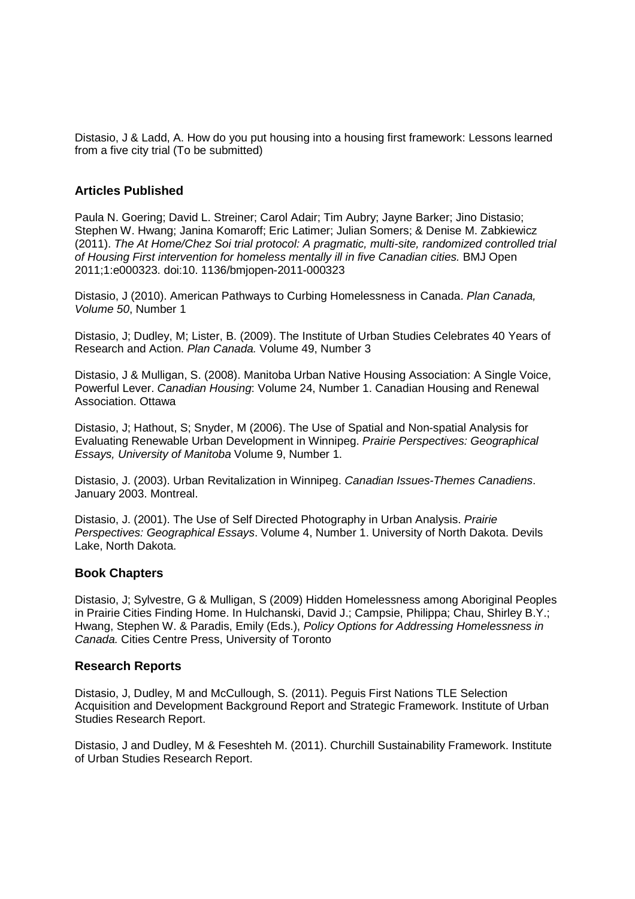Distasio, J & Ladd, A. How do you put housing into a housing first framework: Lessons learned from a five city trial (To be submitted)

### Articles Published

Paula N. Goering; David L. Streiner; Carol Adair; Tim Aubry; Jayne Barker; Jino Distasio; Stephen W. Hwang; Janina Komaroff; Eric Latimer; Julian Somers; & Denise M. Zabkiewicz (2011). *The At Home/Chez Soi trial protocol: A pragmatic, multi-site, randomized controlled trial of Housing First intervention for homeless mentally ill in five Canadian cities.* BMJ Open 2011;1:e000323. doi:10. 1136/bmjopen-2011-000323

Distasio, J (2010). American Pathways to Curbing Homelessness in Canada. *Plan Canada, Volume 50*, Number 1

Distasio, J; Dudley, M; Lister, B. (2009). The Institute of Urban Studies Celebrates 40 Years of Research and Action. *Plan Canada.* Volume 49, Number 3

Distasio, J & Mulligan, S. (2008). Manitoba Urban Native Housing Association: A Single Voice, Powerful Lever. *Canadian Housing*: Volume 24, Number 1. Canadian Housing and Renewal Association. Ottawa

Distasio, J; Hathout, S; Snyder, M (2006). The Use of Spatial and Non-spatial Analysis for Evaluating Renewable Urban Development in Winnipeg. *Prairie Perspectives: Geographical Essays, University of Manitoba* Volume 9, Number 1.

Distasio, J. (2003). Urban Revitalization in Winnipeg. *Canadian Issues-Themes Canadiens*. January 2003. Montreal.

Distasio, J. (2001). The Use of Self Directed Photography in Urban Analysis. *Prairie Perspectives: Geographical Essays*. Volume 4, Number 1. University of North Dakota. Devils Lake, North Dakota.

### Book Chapters

Distasio, J; Sylvestre, G & Mulligan, S (2009) Hidden Homelessness among Aboriginal Peoples in Prairie Cities Finding Home. In Hulchanski, David J.; Campsie, Philippa; Chau, Shirley B.Y.; Hwang, Stephen W. & Paradis, Emily (Eds.), *Policy Options for Addressing Homelessness in Canada.* Cities Centre Press, University of Toronto

### Research Reports

Distasio, J, Dudley, M and McCullough, S. (2011). Peguis First Nations TLE Selection Acquisition and Development Background Report and Strategic Framework. Institute of Urban Studies Research Report.

Distasio, J and Dudley, M & Feseshteh M. (2011). Churchill Sustainability Framework. Institute of Urban Studies Research Report.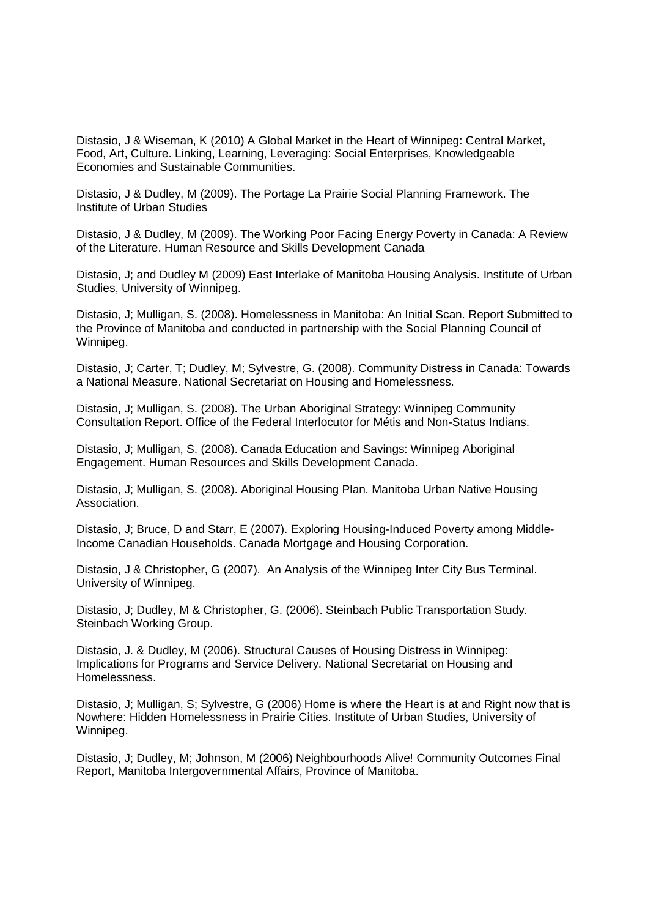Distasio, J & Wiseman, K (2010) A Global Market in the Heart of Winnipeg: Central Market, Food, Art, Culture. Linking, Learning, Leveraging: Social Enterprises, Knowledgeable Economies and Sustainable Communities.

Distasio, J & Dudley, M (2009). The Portage La Prairie Social Planning Framework. The Institute of Urban Studies

Distasio, J & Dudley, M (2009). The Working Poor Facing Energy Poverty in Canada: A Review of the Literature. Human Resource and Skills Development Canada

Distasio, J; and Dudley M (2009) East Interlake of Manitoba Housing Analysis. Institute of Urban Studies, University of Winnipeg.

Distasio, J; Mulligan, S. (2008). Homelessness in Manitoba: An Initial Scan. Report Submitted to the Province of Manitoba and conducted in partnership with the Social Planning Council of Winnipeg.

Distasio, J; Carter, T; Dudley, M; Sylvestre, G. (2008). Community Distress in Canada: Towards a National Measure. National Secretariat on Housing and Homelessness.

Distasio, J; Mulligan, S. (2008). The Urban Aboriginal Strategy: Winnipeg Community Consultation Report. Office of the Federal Interlocutor for Métis and Non-Status Indians.

Distasio, J; Mulligan, S. (2008). Canada Education and Savings: Winnipeg Aboriginal Engagement. Human Resources and Skills Development Canada.

Distasio, J; Mulligan, S. (2008). Aboriginal Housing Plan. Manitoba Urban Native Housing Association.

Distasio, J; Bruce, D and Starr, E (2007). Exploring Housing-Induced Poverty among Middle-Income Canadian Households. Canada Mortgage and Housing Corporation.

Distasio, J & Christopher, G (2007). An Analysis of the Winnipeg Inter City Bus Terminal. University of Winnipeg.

Distasio, J; Dudley, M & Christopher, G. (2006). Steinbach Public Transportation Study. Steinbach Working Group.

Distasio, J. & Dudley, M (2006). Structural Causes of Housing Distress in Winnipeg: Implications for Programs and Service Delivery. National Secretariat on Housing and Homelessness.

Distasio, J; Mulligan, S; Sylvestre, G (2006) Home is where the Heart is at and Right now that is Nowhere: Hidden Homelessness in Prairie Cities. Institute of Urban Studies, University of Winnipeg.

Distasio, J; Dudley, M; Johnson, M (2006) Neighbourhoods Alive! Community Outcomes Final Report, Manitoba Intergovernmental Affairs, Province of Manitoba.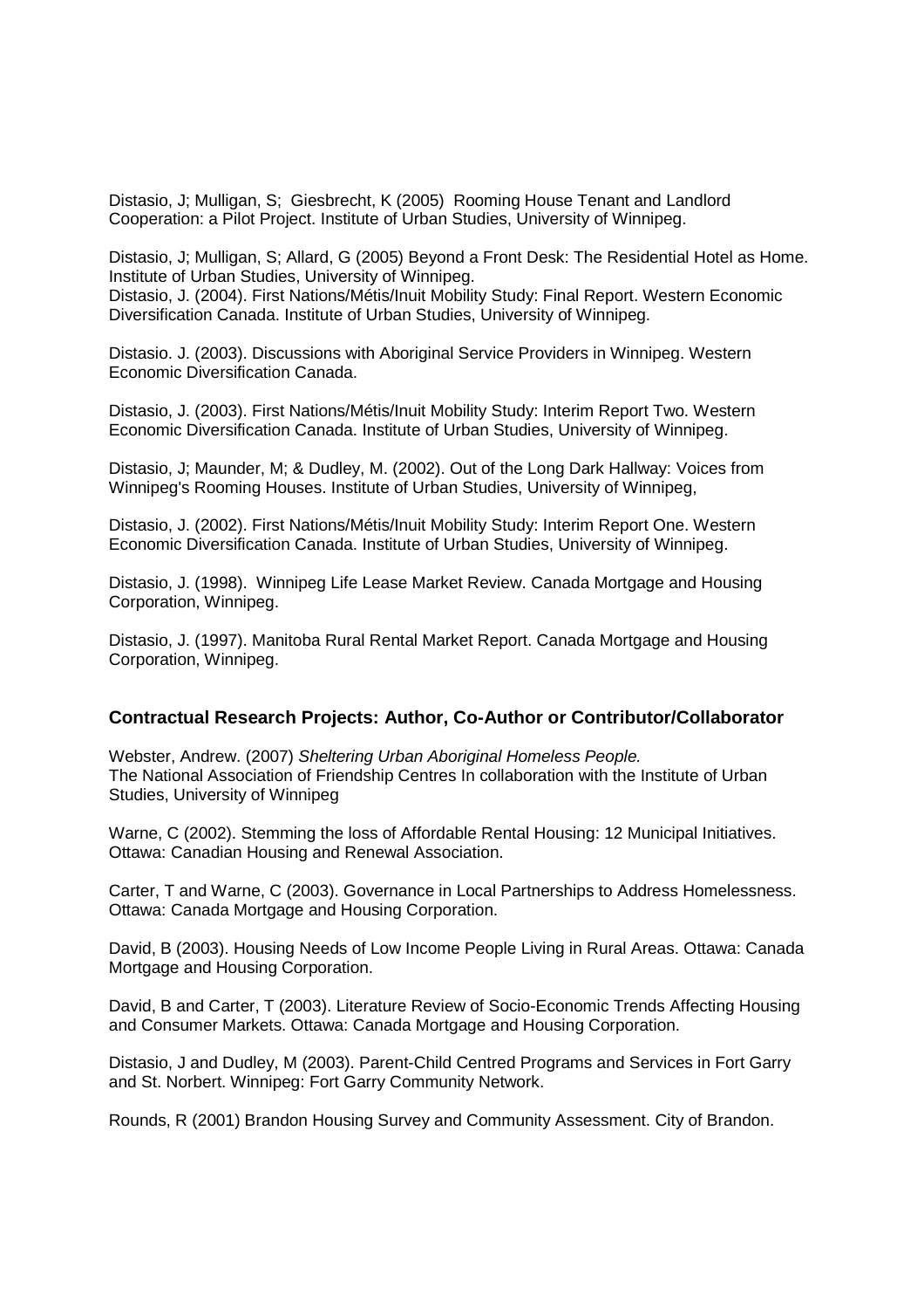Distasio, J; Mulligan, S; Giesbrecht, K (2005) Rooming House Tenant and Landlord Cooperation: a Pilot Project. Institute of Urban Studies, University of Winnipeg.

Distasio, J; Mulligan, S; Allard, G (2005) Beyond a Front Desk: The Residential Hotel as Home. Institute of Urban Studies, University of Winnipeg.
Distasio, J. (2004). First Nations/Métis/Inuit Mobility Study: Final Report. Western Economic Diversification Canada. Institute of Urban Studies, University of Winnipeg.

Distasio. J. (2003). Discussions with Aboriginal Service Providers in Winnipeg. Western Economic Diversification Canada.

Distasio, J. (2003). First Nations/Métis/Inuit Mobility Study: Interim Report Two. Western Economic Diversification Canada. Institute of Urban Studies, University of Winnipeg.

Distasio, J; Maunder, M; & Dudley, M. (2002). Out of the Long Dark Hallway: Voices from Winnipeg's Rooming Houses. Institute of Urban Studies, University of Winnipeg,

Distasio, J. (2002). First Nations/Métis/Inuit Mobility Study: Interim Report One. Western Economic Diversification Canada. Institute of Urban Studies, University of Winnipeg.

Distasio, J. (1998). Winnipeg Life Lease Market Review. Canada Mortgage and Housing Corporation, Winnipeg.

Distasio, J. (1997). Manitoba Rural Rental Market Report. Canada Mortgage and Housing Corporation, Winnipeg.

## Contractual Research Projects: Author, Co-Author or Contributor/Collaborator

Webster, Andrew. (2007) *Sheltering Urban Aboriginal Homeless People.*
The National Association of Friendship Centres In collaboration with the Institute of Urban Studies, University of Winnipeg

Warne, C (2002). Stemming the loss of Affordable Rental Housing: 12 Municipal Initiatives. Ottawa: Canadian Housing and Renewal Association.

Carter, T and Warne, C (2003). Governance in Local Partnerships to Address Homelessness. Ottawa: Canada Mortgage and Housing Corporation.

David, B (2003). Housing Needs of Low Income People Living in Rural Areas. Ottawa: Canada Mortgage and Housing Corporation.

David, B and Carter, T (2003). Literature Review of Socio-Economic Trends Affecting Housing and Consumer Markets. Ottawa: Canada Mortgage and Housing Corporation.

Distasio, J and Dudley, M (2003). Parent-Child Centred Programs and Services in Fort Garry and St. Norbert. Winnipeg: Fort Garry Community Network.

Rounds, R (2001) Brandon Housing Survey and Community Assessment. City of Brandon.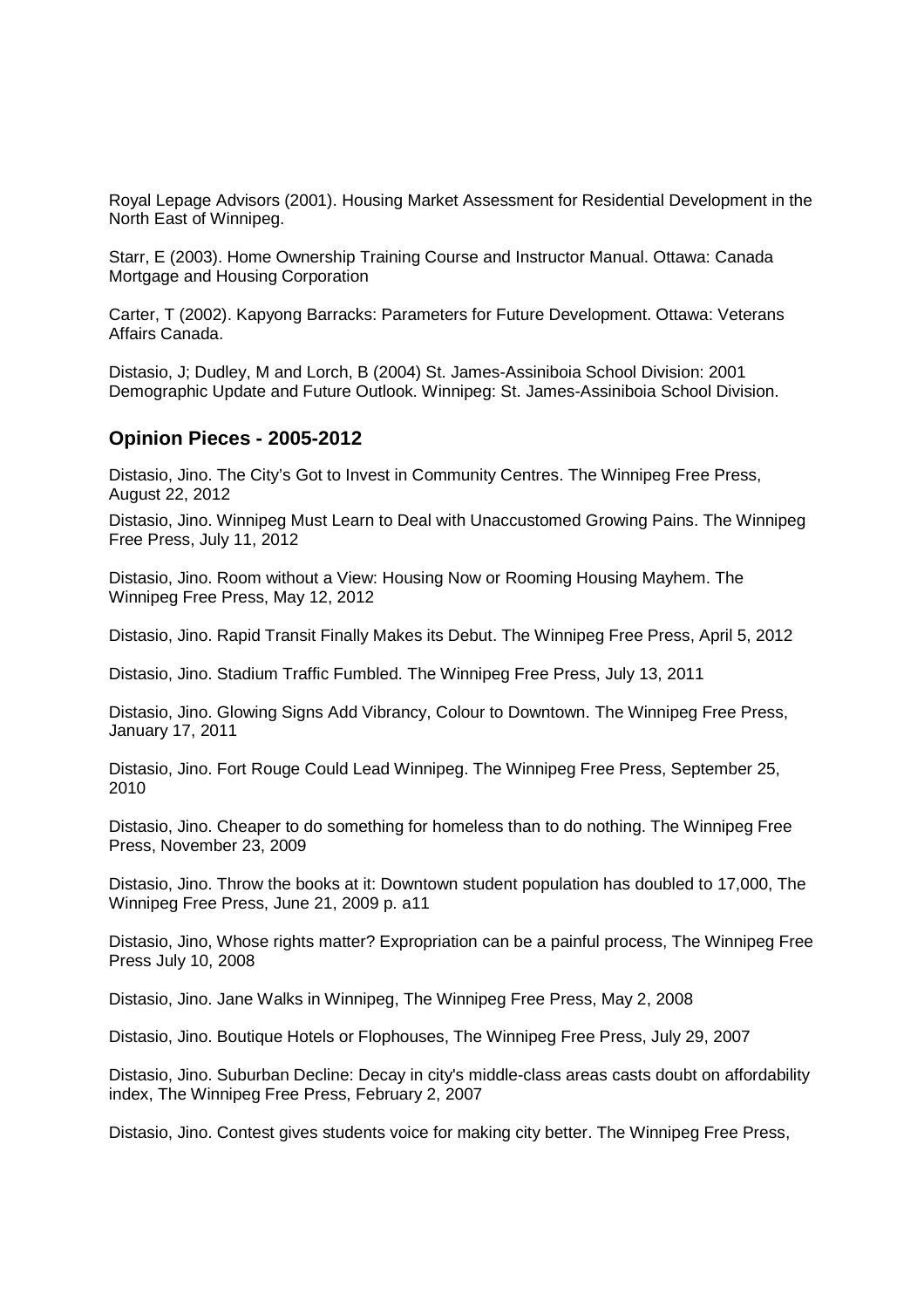Royal Lepage Advisors (2001). Housing Market Assessment for Residential Development in the North East of Winnipeg.

Starr, E (2003). Home Ownership Training Course and Instructor Manual. Ottawa: Canada Mortgage and Housing Corporation

Carter, T (2002). Kapyong Barracks: Parameters for Future Development. Ottawa: Veterans Affairs Canada.

Distasio, J; Dudley, M and Lorch, B (2004) St. James-Assiniboia School Division: 2001 Demographic Update and Future Outlook. Winnipeg: St. James-Assiniboia School Division.

## Opinion Pieces - 2005-2012

Distasio, Jino. The City's Got to Invest in Community Centres. The Winnipeg Free Press, August 22, 2012

Distasio, Jino. Winnipeg Must Learn to Deal with Unaccustomed Growing Pains. The Winnipeg Free Press, July 11, 2012

Distasio, Jino. Room without a View: Housing Now or Rooming Housing Mayhem. The Winnipeg Free Press, May 12, 2012

Distasio, Jino. Rapid Transit Finally Makes its Debut. The Winnipeg Free Press, April 5, 2012

Distasio, Jino. Stadium Traffic Fumbled. The Winnipeg Free Press, July 13, 2011

Distasio, Jino. Glowing Signs Add Vibrancy, Colour to Downtown. The Winnipeg Free Press, January 17, 2011

Distasio, Jino. Fort Rouge Could Lead Winnipeg. The Winnipeg Free Press, September 25, 2010

Distasio, Jino. Cheaper to do something for homeless than to do nothing. The Winnipeg Free Press, November 23, 2009

Distasio, Jino. Throw the books at it: Downtown student population has doubled to 17,000, The Winnipeg Free Press, June 21, 2009 p. a11

Distasio, Jino, Whose rights matter? Expropriation can be a painful process, The Winnipeg Free Press July 10, 2008

Distasio, Jino. Jane Walks in Winnipeg, The Winnipeg Free Press, May 2, 2008

Distasio, Jino. Boutique Hotels or Flophouses, The Winnipeg Free Press, July 29, 2007

Distasio, Jino. Suburban Decline: Decay in city's middle-class areas casts doubt on affordability index, The Winnipeg Free Press, February 2, 2007

Distasio, Jino. Contest gives students voice for making city better. The Winnipeg Free Press,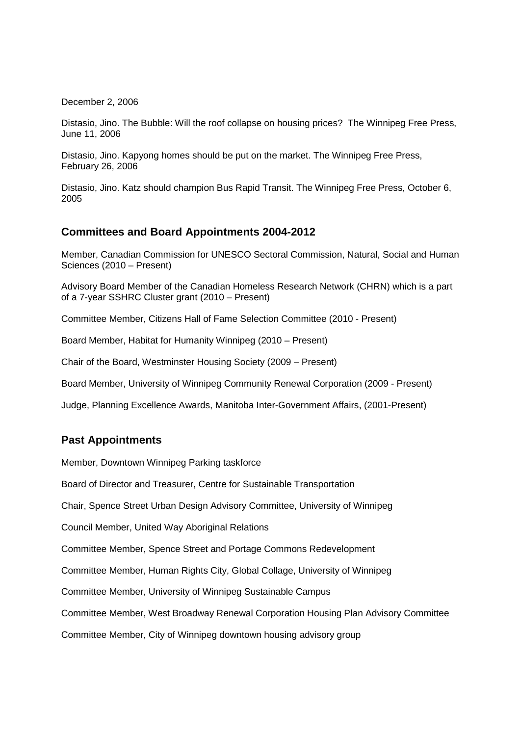December 2, 2006

Distasio, Jino. The Bubble: Will the roof collapse on housing prices? The Winnipeg Free Press, June 11, 2006

Distasio, Jino. Kapyong homes should be put on the market. The Winnipeg Free Press, February 26, 2006

Distasio, Jino. Katz should champion Bus Rapid Transit. The Winnipeg Free Press, October 6, 2005

## Committees and Board Appointments 2004-2012

Member, Canadian Commission for UNESCO Sectoral Commission, Natural, Social and Human Sciences (2010 – Present)

Advisory Board Member of the Canadian Homeless Research Network (CHRN) which is a part of a 7-year SSHRC Cluster grant (2010 – Present)

Committee Member, Citizens Hall of Fame Selection Committee (2010 - Present)

Board Member, Habitat for Humanity Winnipeg (2010 – Present)

Chair of the Board, Westminster Housing Society (2009 – Present)

Board Member, University of Winnipeg Community Renewal Corporation (2009 - Present)

Judge, Planning Excellence Awards, Manitoba Inter-Government Affairs, (2001-Present)

## Past Appointments

Member, Downtown Winnipeg Parking taskforce

Board of Director and Treasurer, Centre for Sustainable Transportation

Chair, Spence Street Urban Design Advisory Committee, University of Winnipeg

Council Member, United Way Aboriginal Relations

Committee Member, Spence Street and Portage Commons Redevelopment

Committee Member, Human Rights City, Global Collage, University of Winnipeg

Committee Member, University of Winnipeg Sustainable Campus

Committee Member, West Broadway Renewal Corporation Housing Plan Advisory Committee

Committee Member, City of Winnipeg downtown housing advisory group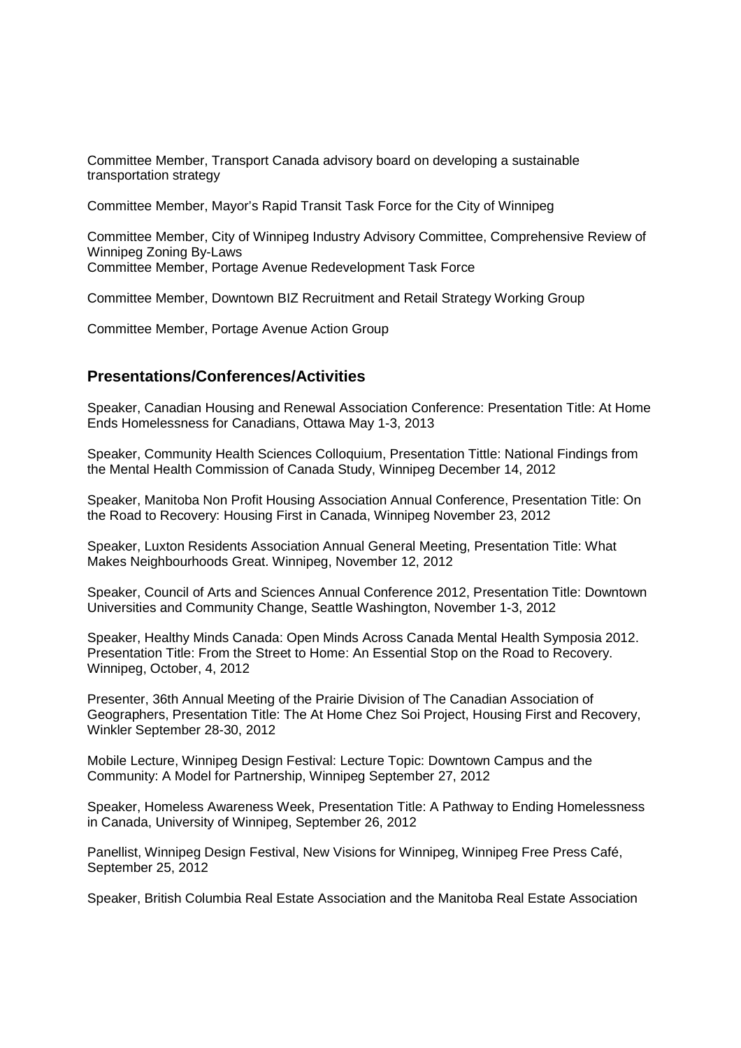Committee Member, Transport Canada advisory board on developing a sustainable transportation strategy

Committee Member, Mayor's Rapid Transit Task Force for the City of Winnipeg

Committee Member, City of Winnipeg Industry Advisory Committee, Comprehensive Review of Winnipeg Zoning By-Laws

Committee Member, Portage Avenue Redevelopment Task Force

Committee Member, Downtown BIZ Recruitment and Retail Strategy Working Group

Committee Member, Portage Avenue Action Group

## Presentations/Conferences/Activities

Speaker, Canadian Housing and Renewal Association Conference: Presentation Title: At Home Ends Homelessness for Canadians, Ottawa May 1-3, 2013

Speaker, Community Health Sciences Colloquium, Presentation Tittle: National Findings from the Mental Health Commission of Canada Study, Winnipeg December 14, 2012

Speaker, Manitoba Non Profit Housing Association Annual Conference, Presentation Title: On the Road to Recovery: Housing First in Canada, Winnipeg November 23, 2012

Speaker, Luxton Residents Association Annual General Meeting, Presentation Title: What Makes Neighbourhoods Great. Winnipeg, November 12, 2012

Speaker, Council of Arts and Sciences Annual Conference 2012, Presentation Title: Downtown Universities and Community Change, Seattle Washington, November 1-3, 2012

Speaker, Healthy Minds Canada: Open Minds Across Canada Mental Health Symposia 2012. Presentation Title: From the Street to Home: An Essential Stop on the Road to Recovery. Winnipeg, October, 4, 2012

Presenter, 36th Annual Meeting of the Prairie Division of The Canadian Association of Geographers, Presentation Title: The At Home Chez Soi Project, Housing First and Recovery, Winkler September 28-30, 2012

Mobile Lecture, Winnipeg Design Festival: Lecture Topic: Downtown Campus and the Community: A Model for Partnership, Winnipeg September 27, 2012

Speaker, Homeless Awareness Week, Presentation Title: A Pathway to Ending Homelessness in Canada, University of Winnipeg, September 26, 2012

Panellist, Winnipeg Design Festival, New Visions for Winnipeg, Winnipeg Free Press Café, September 25, 2012

Speaker, British Columbia Real Estate Association and the Manitoba Real Estate Association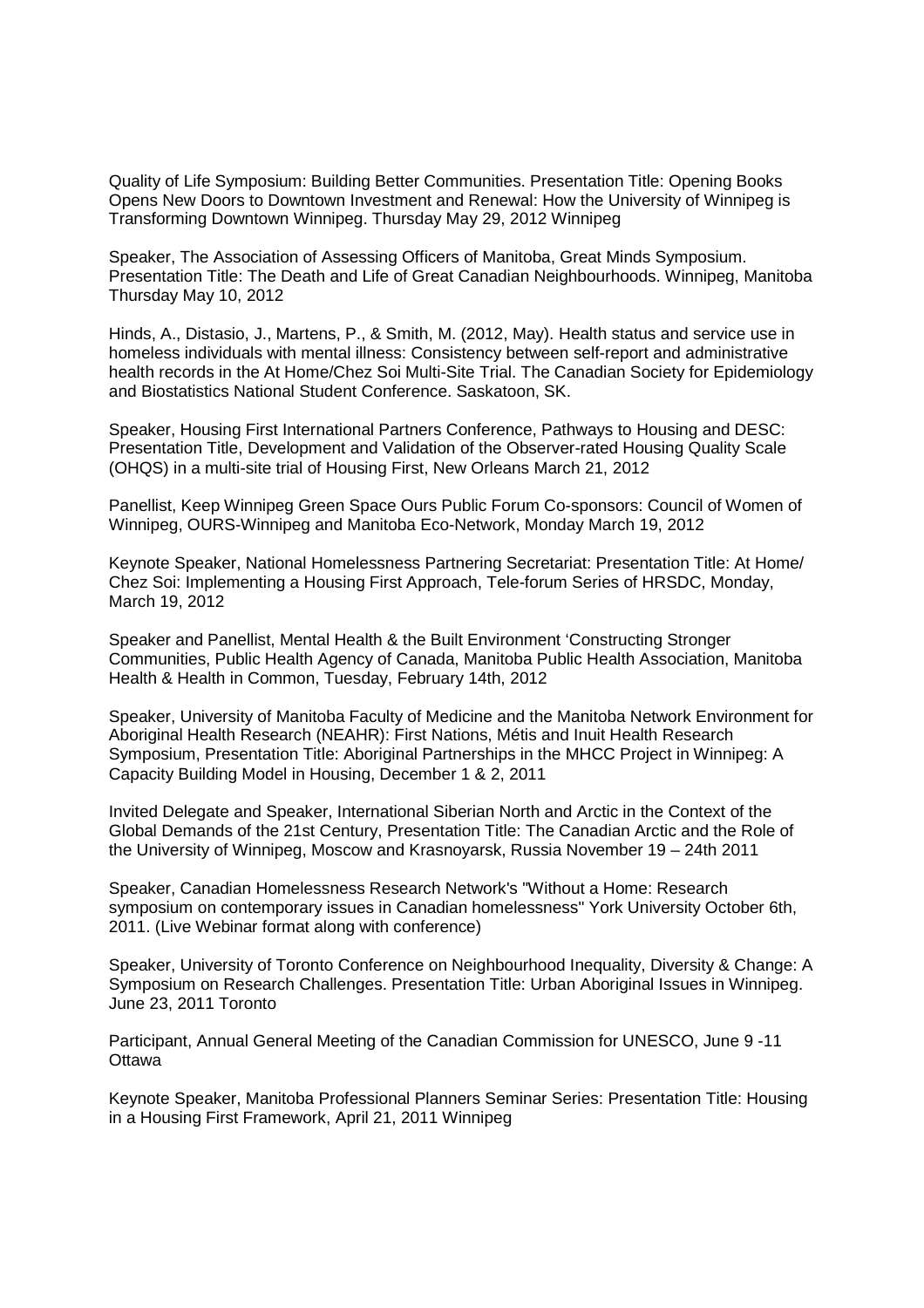Quality of Life Symposium: Building Better Communities. Presentation Title: Opening Books Opens New Doors to Downtown Investment and Renewal: How the University of Winnipeg is Transforming Downtown Winnipeg. Thursday May 29, 2012 Winnipeg

Speaker, The Association of Assessing Officers of Manitoba, Great Minds Symposium. Presentation Title: The Death and Life of Great Canadian Neighbourhoods. Winnipeg, Manitoba Thursday May 10, 2012

Hinds, A., Distasio, J., Martens, P., & Smith, M. (2012, May). Health status and service use in homeless individuals with mental illness: Consistency between self-report and administrative health records in the At Home/Chez Soi Multi-Site Trial. The Canadian Society for Epidemiology and Biostatistics National Student Conference. Saskatoon, SK.

Speaker, Housing First International Partners Conference, Pathways to Housing and DESC: Presentation Title, Development and Validation of the Observer-rated Housing Quality Scale (OHQS) in a multi-site trial of Housing First, New Orleans March 21, 2012

Panellist, Keep Winnipeg Green Space Ours Public Forum Co-sponsors: Council of Women of Winnipeg, OURS-Winnipeg and Manitoba Eco-Network, Monday March 19, 2012

Keynote Speaker, National Homelessness Partnering Secretariat: Presentation Title: At Home/ Chez Soi: Implementing a Housing First Approach, Tele-forum Series of HRSDC, Monday, March 19, 2012

Speaker and Panellist, Mental Health & the Built Environment 'Constructing Stronger Communities, Public Health Agency of Canada, Manitoba Public Health Association, Manitoba Health & Health in Common, Tuesday, February 14th, 2012

Speaker, University of Manitoba Faculty of Medicine and the Manitoba Network Environment for Aboriginal Health Research (NEAHR): First Nations, Métis and Inuit Health Research Symposium, Presentation Title: Aboriginal Partnerships in the MHCC Project in Winnipeg: A Capacity Building Model in Housing, December 1 & 2, 2011

Invited Delegate and Speaker, International Siberian North and Arctic in the Context of the Global Demands of the 21st Century, Presentation Title: The Canadian Arctic and the Role of the University of Winnipeg, Moscow and Krasnoyarsk, Russia November 19 – 24th 2011

Speaker, Canadian Homelessness Research Network's "Without a Home: Research symposium on contemporary issues in Canadian homelessness" York University October 6th, 2011. (Live Webinar format along with conference)

Speaker, University of Toronto Conference on Neighbourhood Inequality, Diversity & Change: A Symposium on Research Challenges. Presentation Title: Urban Aboriginal Issues in Winnipeg. June 23, 2011 Toronto

Participant, Annual General Meeting of the Canadian Commission for UNESCO, June 9 -11 Ottawa

Keynote Speaker, Manitoba Professional Planners Seminar Series: Presentation Title: Housing in a Housing First Framework, April 21, 2011 Winnipeg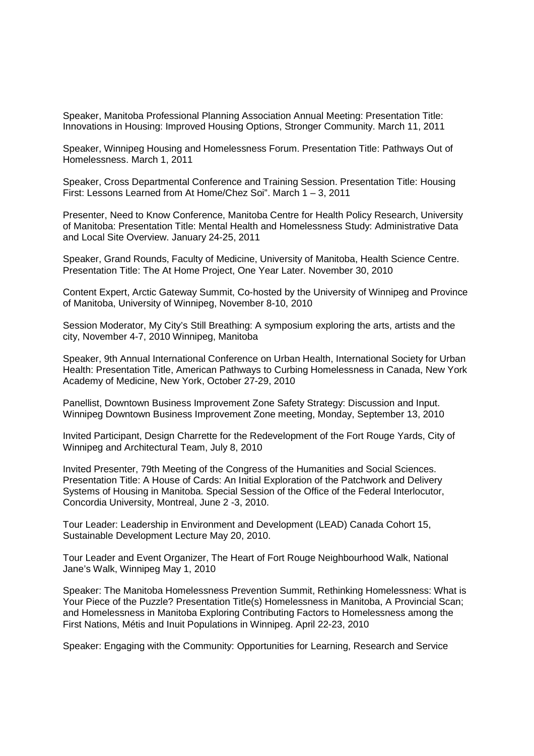Speaker, Manitoba Professional Planning Association Annual Meeting: Presentation Title: Innovations in Housing: Improved Housing Options, Stronger Community. March 11, 2011

Speaker, Winnipeg Housing and Homelessness Forum. Presentation Title: Pathways Out of Homelessness. March 1, 2011

Speaker, Cross Departmental Conference and Training Session. Presentation Title: Housing First: Lessons Learned from At Home/Chez Soi". March 1 – 3, 2011

Presenter, Need to Know Conference, Manitoba Centre for Health Policy Research, University of Manitoba: Presentation Title: Mental Health and Homelessness Study: Administrative Data and Local Site Overview. January 24-25, 2011

Speaker, Grand Rounds, Faculty of Medicine, University of Manitoba, Health Science Centre. Presentation Title: The At Home Project, One Year Later. November 30, 2010

Content Expert, Arctic Gateway Summit, Co-hosted by the University of Winnipeg and Province of Manitoba, University of Winnipeg, November 8-10, 2010

Session Moderator, My City's Still Breathing: A symposium exploring the arts, artists and the city, November 4-7, 2010 Winnipeg, Manitoba

Speaker, 9th Annual International Conference on Urban Health, International Society for Urban Health: Presentation Title, American Pathways to Curbing Homelessness in Canada, New York Academy of Medicine, New York, October 27-29, 2010

Panellist, Downtown Business Improvement Zone Safety Strategy: Discussion and Input. Winnipeg Downtown Business Improvement Zone meeting, Monday, September 13, 2010

Invited Participant, Design Charrette for the Redevelopment of the Fort Rouge Yards, City of Winnipeg and Architectural Team, July 8, 2010

Invited Presenter, 79th Meeting of the Congress of the Humanities and Social Sciences. Presentation Title: A House of Cards: An Initial Exploration of the Patchwork and Delivery Systems of Housing in Manitoba. Special Session of the Office of the Federal Interlocutor, Concordia University, Montreal, June 2 -3, 2010.

Tour Leader: Leadership in Environment and Development (LEAD) Canada Cohort 15, Sustainable Development Lecture May 20, 2010.

Tour Leader and Event Organizer, The Heart of Fort Rouge Neighbourhood Walk, National Jane's Walk, Winnipeg May 1, 2010

Speaker: The Manitoba Homelessness Prevention Summit, Rethinking Homelessness: What is Your Piece of the Puzzle? Presentation Title(s) Homelessness in Manitoba, A Provincial Scan; and Homelessness in Manitoba Exploring Contributing Factors to Homelessness among the First Nations, Métis and Inuit Populations in Winnipeg. April 22-23, 2010

Speaker: Engaging with the Community: Opportunities for Learning, Research and Service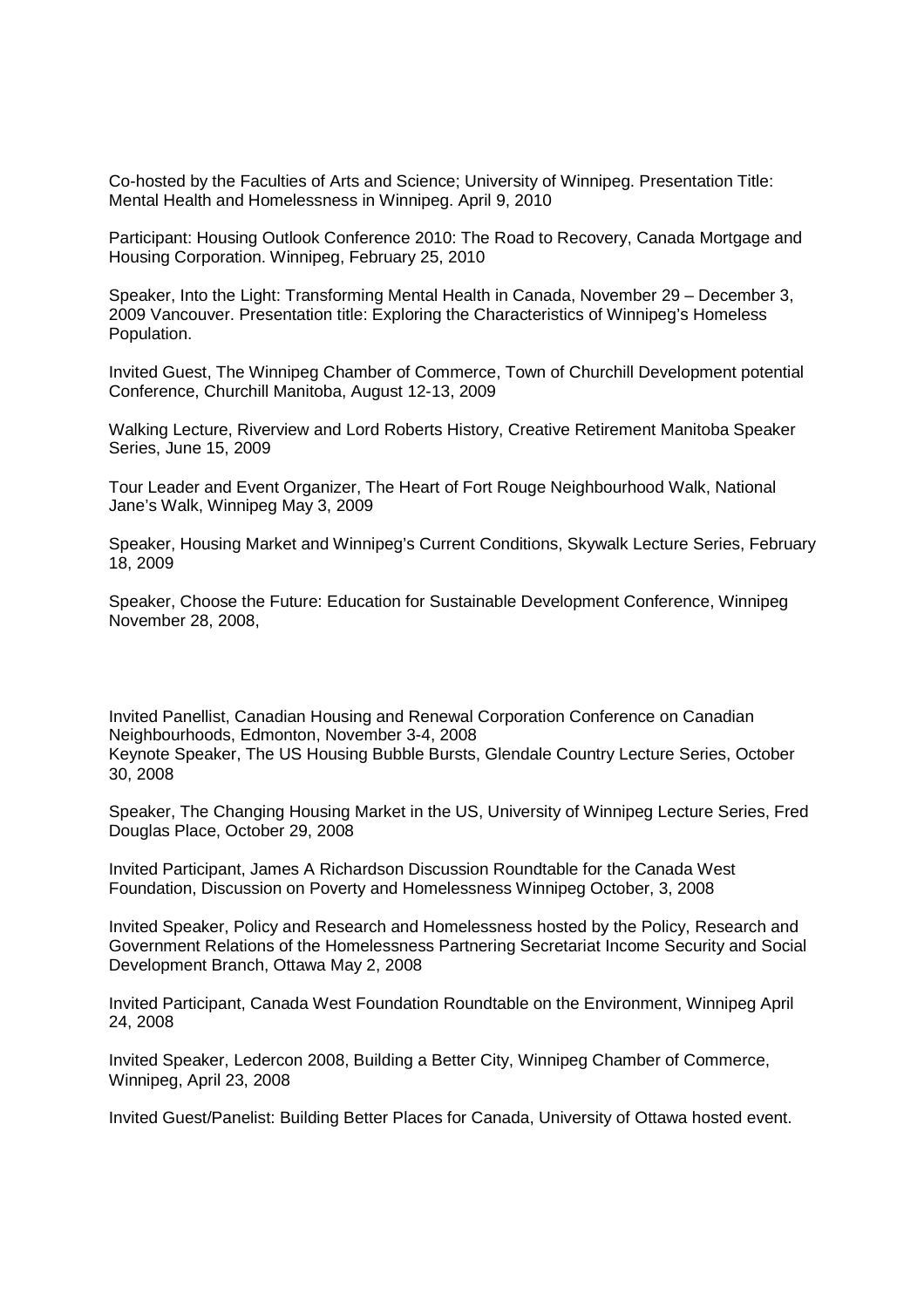Co-hosted by the Faculties of Arts and Science; University of Winnipeg. Presentation Title: Mental Health and Homelessness in Winnipeg. April 9, 2010

Participant: Housing Outlook Conference 2010: The Road to Recovery, Canada Mortgage and Housing Corporation. Winnipeg, February 25, 2010

Speaker, Into the Light: Transforming Mental Health in Canada, November 29 – December 3, 2009 Vancouver. Presentation title: Exploring the Characteristics of Winnipeg's Homeless Population.

Invited Guest, The Winnipeg Chamber of Commerce, Town of Churchill Development potential Conference, Churchill Manitoba, August 12-13, 2009

Walking Lecture, Riverview and Lord Roberts History, Creative Retirement Manitoba Speaker Series, June 15, 2009

Tour Leader and Event Organizer, The Heart of Fort Rouge Neighbourhood Walk, National Jane's Walk, Winnipeg May 3, 2009

Speaker, Housing Market and Winnipeg's Current Conditions, Skywalk Lecture Series, February 18, 2009

Speaker, Choose the Future: Education for Sustainable Development Conference, Winnipeg November 28, 2008,

Invited Panellist, Canadian Housing and Renewal Corporation Conference on Canadian Neighbourhoods, Edmonton, November 3-4, 2008

Keynote Speaker, The US Housing Bubble Bursts, Glendale Country Lecture Series, October 30, 2008

Speaker, The Changing Housing Market in the US, University of Winnipeg Lecture Series, Fred Douglas Place, October 29, 2008

Invited Participant, James A Richardson Discussion Roundtable for the Canada West Foundation, Discussion on Poverty and Homelessness Winnipeg October, 3, 2008

Invited Speaker, Policy and Research and Homelessness hosted by the Policy, Research and Government Relations of the Homelessness Partnering Secretariat Income Security and Social Development Branch, Ottawa May 2, 2008

Invited Participant, Canada West Foundation Roundtable on the Environment, Winnipeg April 24, 2008

Invited Speaker, Ledercon 2008, Building a Better City, Winnipeg Chamber of Commerce, Winnipeg, April 23, 2008

Invited Guest/Panelist: Building Better Places for Canada, University of Ottawa hosted event.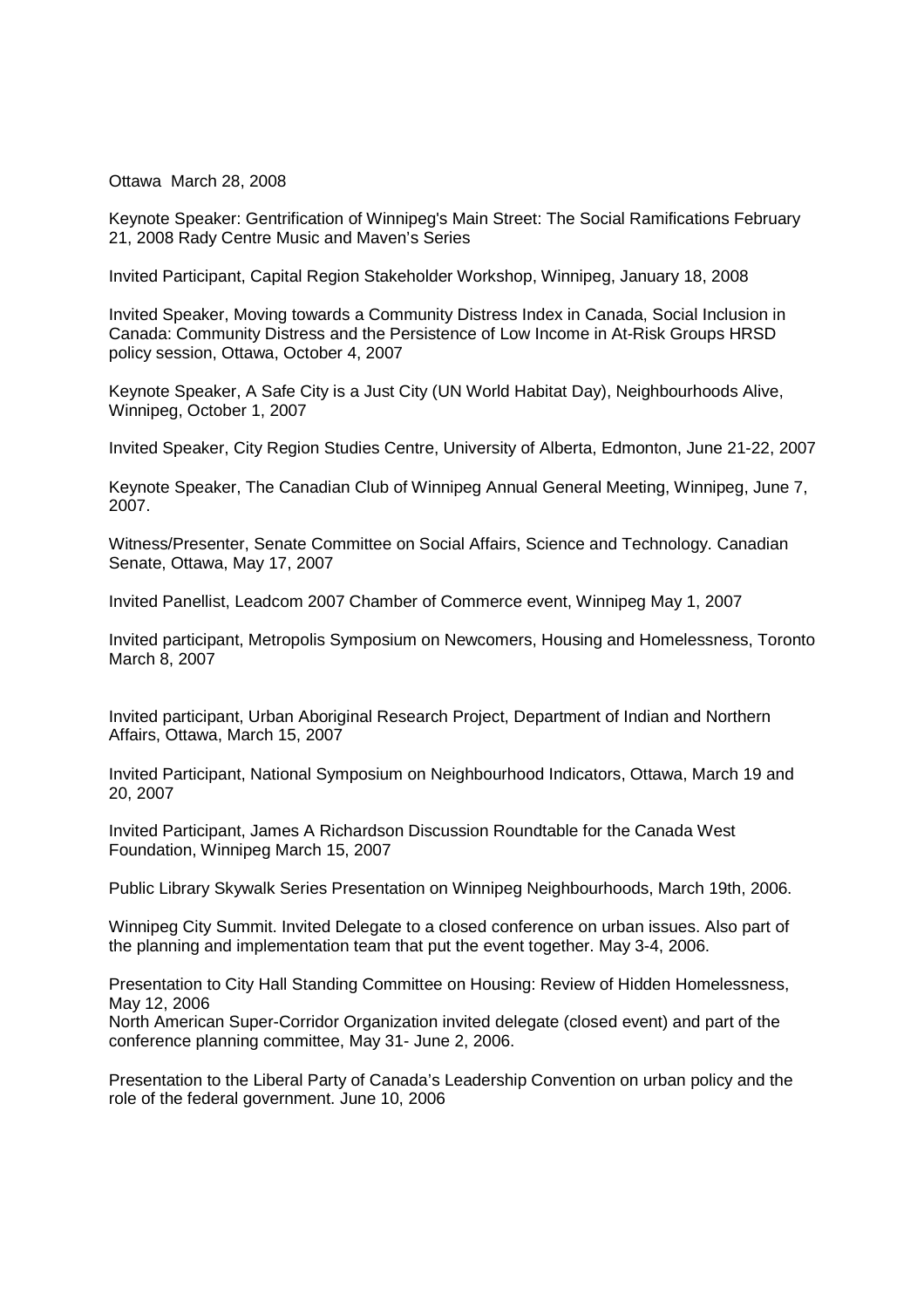Ottawa March 28, 2008

Keynote Speaker: Gentrification of Winnipeg's Main Street: The Social Ramifications February 21, 2008 Rady Centre Music and Maven's Series

Invited Participant, Capital Region Stakeholder Workshop, Winnipeg, January 18, 2008

Invited Speaker, Moving towards a Community Distress Index in Canada, Social Inclusion in Canada: Community Distress and the Persistence of Low Income in At-Risk Groups HRSD policy session, Ottawa, October 4, 2007

Keynote Speaker, A Safe City is a Just City (UN World Habitat Day), Neighbourhoods Alive, Winnipeg, October 1, 2007

Invited Speaker, City Region Studies Centre, University of Alberta, Edmonton, June 21-22, 2007

Keynote Speaker, The Canadian Club of Winnipeg Annual General Meeting, Winnipeg, June 7, 2007.

Witness/Presenter, Senate Committee on Social Affairs, Science and Technology. Canadian Senate, Ottawa, May 17, 2007

Invited Panellist, Leadcom 2007 Chamber of Commerce event, Winnipeg May 1, 2007

Invited participant, Metropolis Symposium on Newcomers, Housing and Homelessness, Toronto March 8, 2007

Invited participant, Urban Aboriginal Research Project, Department of Indian and Northern Affairs, Ottawa, March 15, 2007

Invited Participant, National Symposium on Neighbourhood Indicators, Ottawa, March 19 and 20, 2007

Invited Participant, James A Richardson Discussion Roundtable for the Canada West Foundation, Winnipeg March 15, 2007

Public Library Skywalk Series Presentation on Winnipeg Neighbourhoods, March 19th, 2006.

Winnipeg City Summit. Invited Delegate to a closed conference on urban issues. Also part of the planning and implementation team that put the event together. May 3-4, 2006.

Presentation to City Hall Standing Committee on Housing: Review of Hidden Homelessness, May 12, 2006

North American Super-Corridor Organization invited delegate (closed event) and part of the conference planning committee, May 31- June 2, 2006.

Presentation to the Liberal Party of Canada's Leadership Convention on urban policy and the role of the federal government. June 10, 2006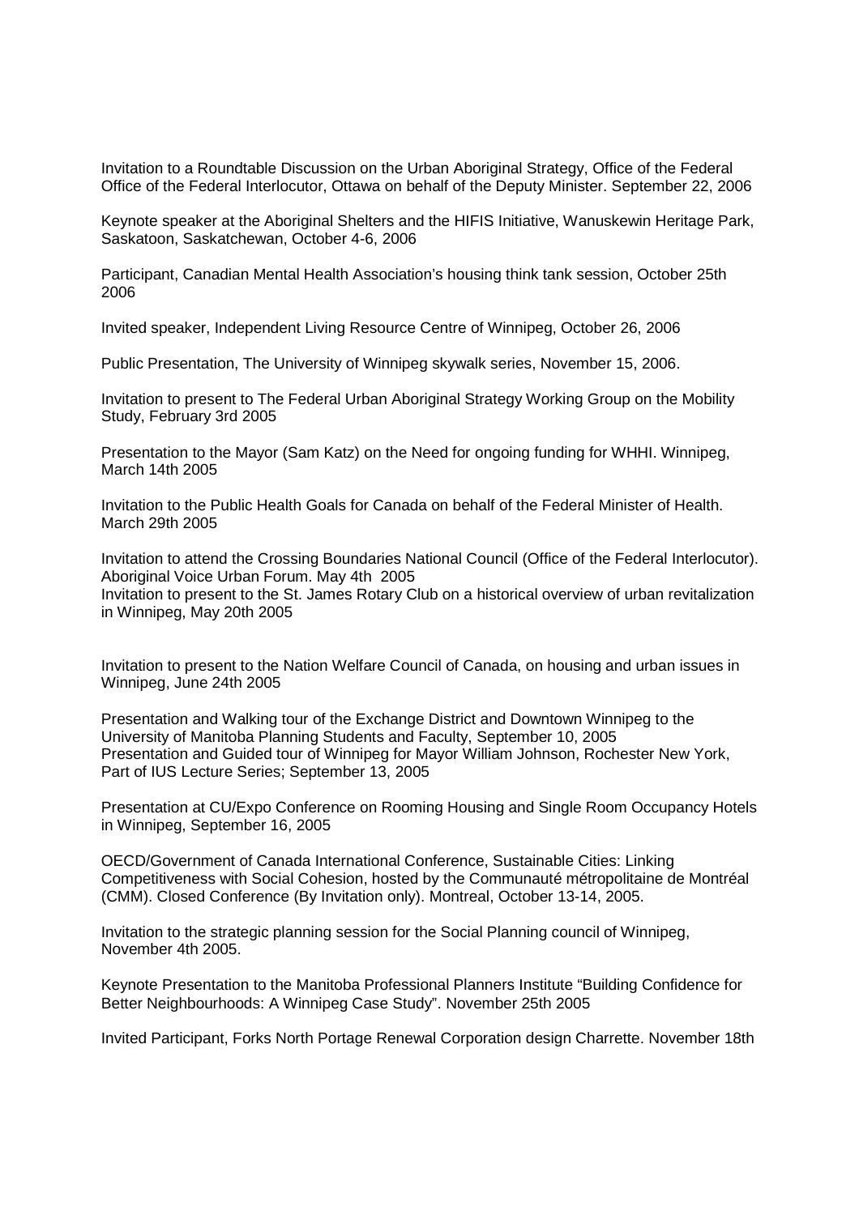Invitation to a Roundtable Discussion on the Urban Aboriginal Strategy, Office of the Federal Office of the Federal Interlocutor, Ottawa on behalf of the Deputy Minister. September 22, 2006

Keynote speaker at the Aboriginal Shelters and the HIFIS Initiative, Wanuskewin Heritage Park, Saskatoon, Saskatchewan, October 4-6, 2006

Participant, Canadian Mental Health Association's housing think tank session, October 25th 2006

Invited speaker, Independent Living Resource Centre of Winnipeg, October 26, 2006

Public Presentation, The University of Winnipeg skywalk series, November 15, 2006.

Invitation to present to The Federal Urban Aboriginal Strategy Working Group on the Mobility Study, February 3rd 2005

Presentation to the Mayor (Sam Katz) on the Need for ongoing funding for WHHI. Winnipeg, March 14th 2005

Invitation to the Public Health Goals for Canada on behalf of the Federal Minister of Health. March 29th 2005

Invitation to attend the Crossing Boundaries National Council (Office of the Federal Interlocutor). Aboriginal Voice Urban Forum. May 4th 2005

Invitation to present to the St. James Rotary Club on a historical overview of urban revitalization in Winnipeg, May 20th 2005

Invitation to present to the Nation Welfare Council of Canada, on housing and urban issues in Winnipeg, June 24th 2005

Presentation and Walking tour of the Exchange District and Downtown Winnipeg to the University of Manitoba Planning Students and Faculty, September 10, 2005

Presentation and Guided tour of Winnipeg for Mayor William Johnson, Rochester New York, Part of IUS Lecture Series; September 13, 2005

Presentation at CU/Expo Conference on Rooming Housing and Single Room Occupancy Hotels in Winnipeg, September 16, 2005

OECD/Government of Canada International Conference, Sustainable Cities: Linking Competitiveness with Social Cohesion, hosted by the Communauté métropolitaine de Montréal (CMM). Closed Conference (By Invitation only). Montreal, October 13-14, 2005.

Invitation to the strategic planning session for the Social Planning council of Winnipeg, November 4th 2005.

Keynote Presentation to the Manitoba Professional Planners Institute "Building Confidence for Better Neighbourhoods: A Winnipeg Case Study". November 25th 2005

Invited Participant, Forks North Portage Renewal Corporation design Charrette. November 18th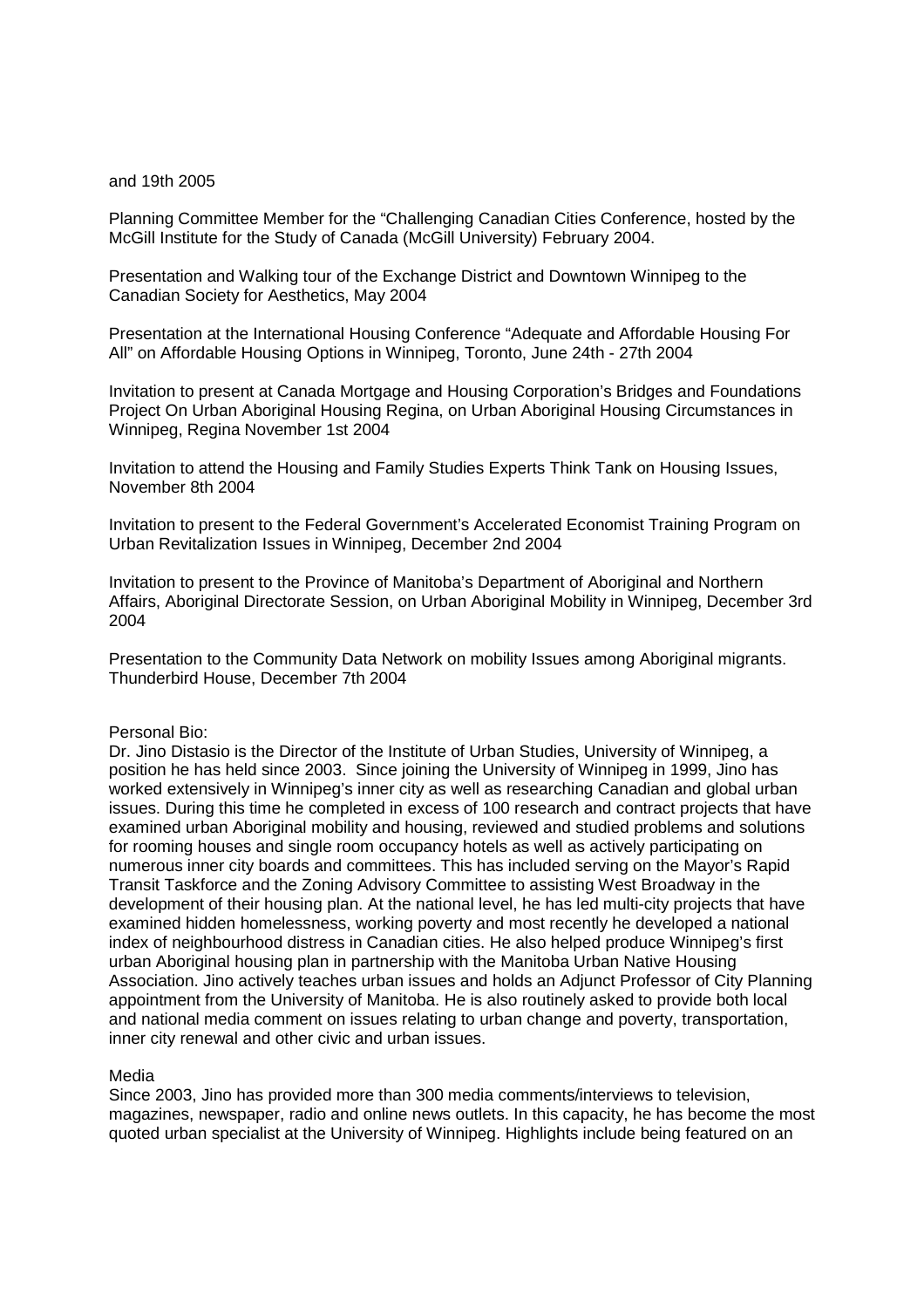and 19th 2005

Planning Committee Member for the "Challenging Canadian Cities Conference, hosted by the McGill Institute for the Study of Canada (McGill University) February 2004.

Presentation and Walking tour of the Exchange District and Downtown Winnipeg to the Canadian Society for Aesthetics, May 2004

Presentation at the International Housing Conference "Adequate and Affordable Housing For All" on Affordable Housing Options in Winnipeg, Toronto, June 24th - 27th 2004

Invitation to present at Canada Mortgage and Housing Corporation's Bridges and Foundations Project On Urban Aboriginal Housing Regina, on Urban Aboriginal Housing Circumstances in Winnipeg, Regina November 1st 2004

Invitation to attend the Housing and Family Studies Experts Think Tank on Housing Issues, November 8th 2004

Invitation to present to the Federal Government's Accelerated Economist Training Program on Urban Revitalization Issues in Winnipeg, December 2nd 2004

Invitation to present to the Province of Manitoba's Department of Aboriginal and Northern Affairs, Aboriginal Directorate Session, on Urban Aboriginal Mobility in Winnipeg, December 3rd 2004

Presentation to the Community Data Network on mobility Issues among Aboriginal migrants. Thunderbird House, December 7th 2004

Personal Bio:
Dr. Jino Distasio is the Director of the Institute of Urban Studies, University of Winnipeg, a position he has held since 2003. Since joining the University of Winnipeg in 1999, Jino has worked extensively in Winnipeg's inner city as well as researching Canadian and global urban issues. During this time he completed in excess of 100 research and contract projects that have examined urban Aboriginal mobility and housing, reviewed and studied problems and solutions for rooming houses and single room occupancy hotels as well as actively participating on numerous inner city boards and committees. This has included serving on the Mayor's Rapid Transit Taskforce and the Zoning Advisory Committee to assisting West Broadway in the development of their housing plan. At the national level, he has led multi-city projects that have examined hidden homelessness, working poverty and most recently he developed a national index of neighbourhood distress in Canadian cities. He also helped produce Winnipeg's first urban Aboriginal housing plan in partnership with the Manitoba Urban Native Housing Association. Jino actively teaches urban issues and holds an Adjunct Professor of City Planning appointment from the University of Manitoba. He is also routinely asked to provide both local and national media comment on issues relating to urban change and poverty, transportation, inner city renewal and other civic and urban issues.

Media
Since 2003, Jino has provided more than 300 media comments/interviews to television, magazines, newspaper, radio and online news outlets. In this capacity, he has become the most quoted urban specialist at the University of Winnipeg. Highlights include being featured on an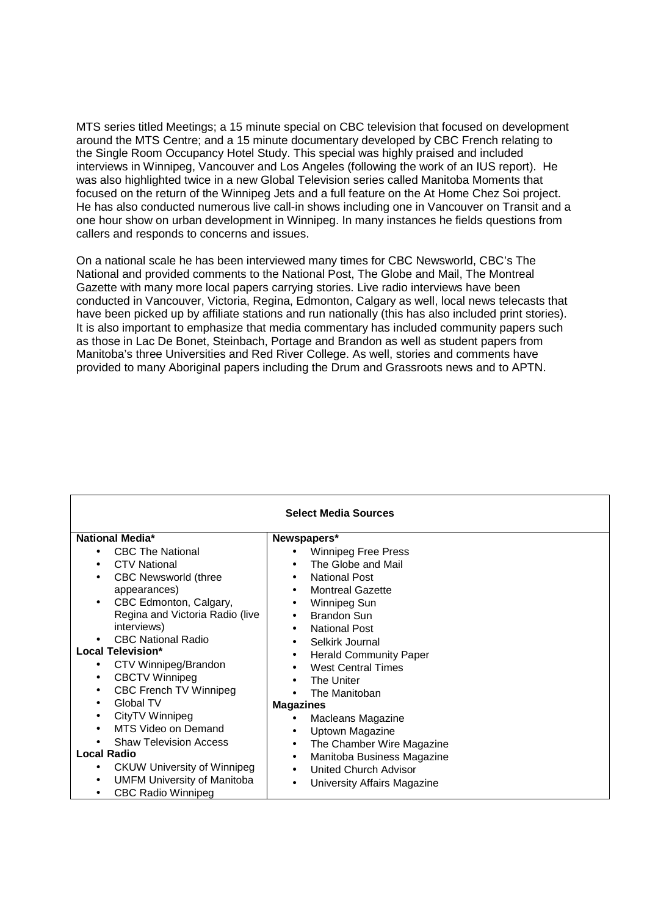MTS series titled Meetings; a 15 minute special on CBC television that focused on development around the MTS Centre; and a 15 minute documentary developed by CBC French relating to the Single Room Occupancy Hotel Study. This special was highly praised and included interviews in Winnipeg, Vancouver and Los Angeles (following the work of an IUS report). He was also highlighted twice in a new Global Television series called Manitoba Moments that focused on the return of the Winnipeg Jets and a full feature on the At Home Chez Soi project. He has also conducted numerous live call-in shows including one in Vancouver on Transit and a one hour show on urban development in Winnipeg. In many instances he fields questions from callers and responds to concerns and issues.

On a national scale he has been interviewed many times for CBC Newsworld, CBC's The National and provided comments to the National Post, The Globe and Mail, The Montreal Gazette with many more local papers carrying stories. Live radio interviews have been conducted in Vancouver, Victoria, Regina, Edmonton, Calgary as well, local news telecasts that have been picked up by affiliate stations and run nationally (this has also included print stories). It is also important to emphasize that media commentary has included community papers such as those in Lac De Bonet, Steinbach, Portage and Brandon as well as student papers from Manitoba's three Universities and Red River College. As well, stories and comments have provided to many Aboriginal papers including the Drum and Grassroots news and to APTN.

**Select Media Sources**

| | |
|---|---|
| **National Media*** | **Newspapers*** |
| • CBC The National | • Winnipeg Free Press |
| • CTV National | • The Globe and Mail |
| • CBC Newsworld (three appearances) | • National Post |
| • CBC Edmonton, Calgary, Regina and Victoria Radio (live interviews) | • Montreal Gazette |
| • CBC National Radio | • Winnipeg Sun |
| **Local Television*** | • Brandon Sun |
| • CTV Winnipeg/Brandon | • National Post |
| • CBCTV Winnipeg | • Selkirk Journal |
| • CBC French TV Winnipeg | • Herald Community Paper |
| • Global TV | • West Central Times |
| • CityTV Winnipeg | • The Uniter |
| • MTS Video on Demand | • The Manitoban |
| • Shaw Television Access | **Magazines** |
| **Local Radio** | • Macleans Magazine |
| • CKUW University of Winnipeg | • Uptown Magazine |
| • UMFM University of Manitoba | • The Chamber Wire Magazine |
| • CBC Radio Winnipeg | • Manitoba Business Magazine |
| | • United Church Advisor |
| | • University Affairs Magazine |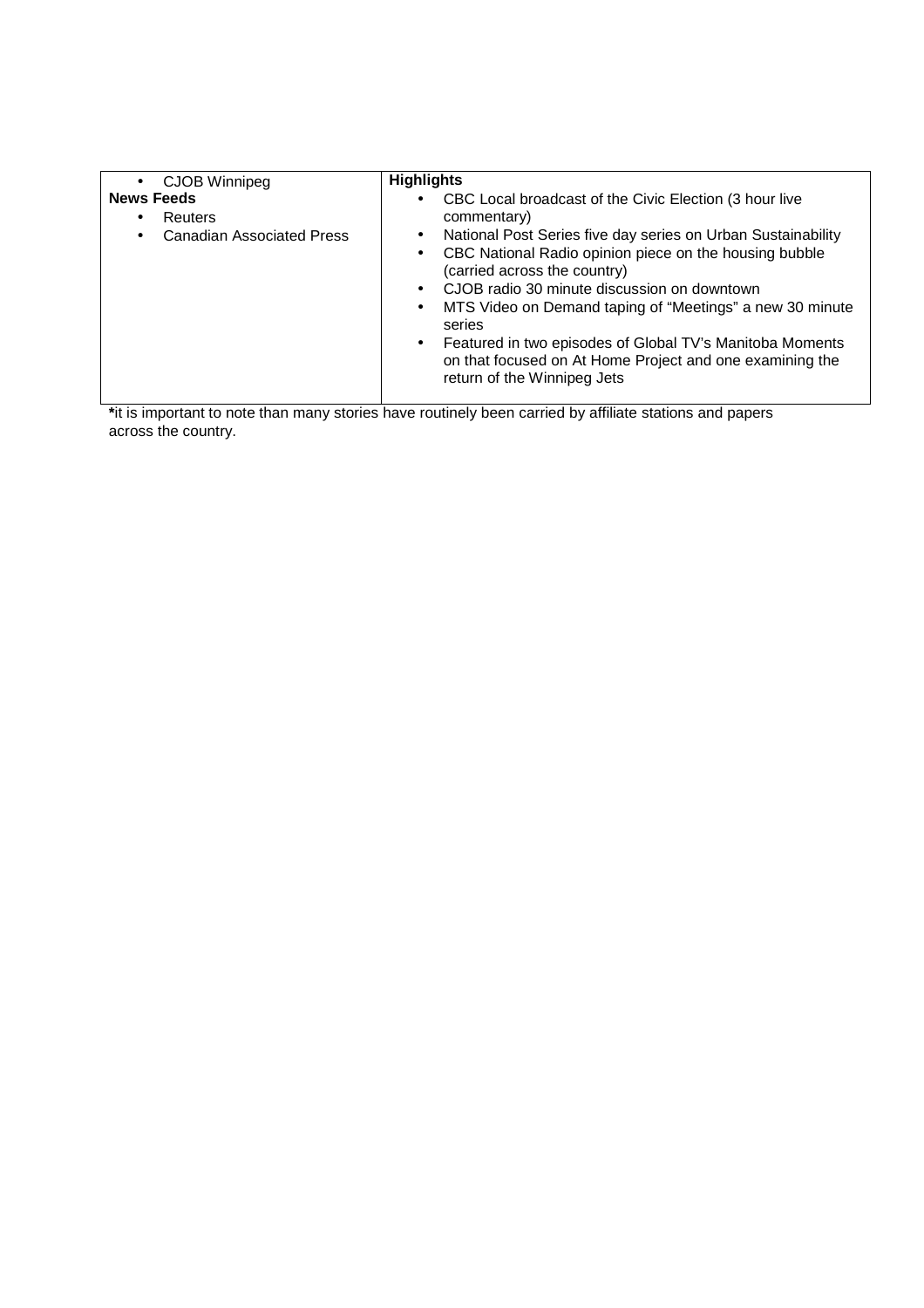| | |
|---|---|
| • CJOB Winnipeg<br>**News Feeds**<br>• Reuters<br>• Canadian Associated Press | **Highlights**<br>• CBC Local broadcast of the Civic Election (3 hour live commentary)<br>• National Post Series five day series on Urban Sustainability<br>• CBC National Radio opinion piece on the housing bubble (carried across the country)<br>• CJOB radio 30 minute discussion on downtown<br>• MTS Video on Demand taping of "Meetings" a new 30 minute series<br>• Featured in two episodes of Global TV's Manitoba Moments on that focused on At Home Project and one examining the return of the Winnipeg Jets |

***it is important to note than many stories have routinely been carried by affiliate stations and papers across the country.